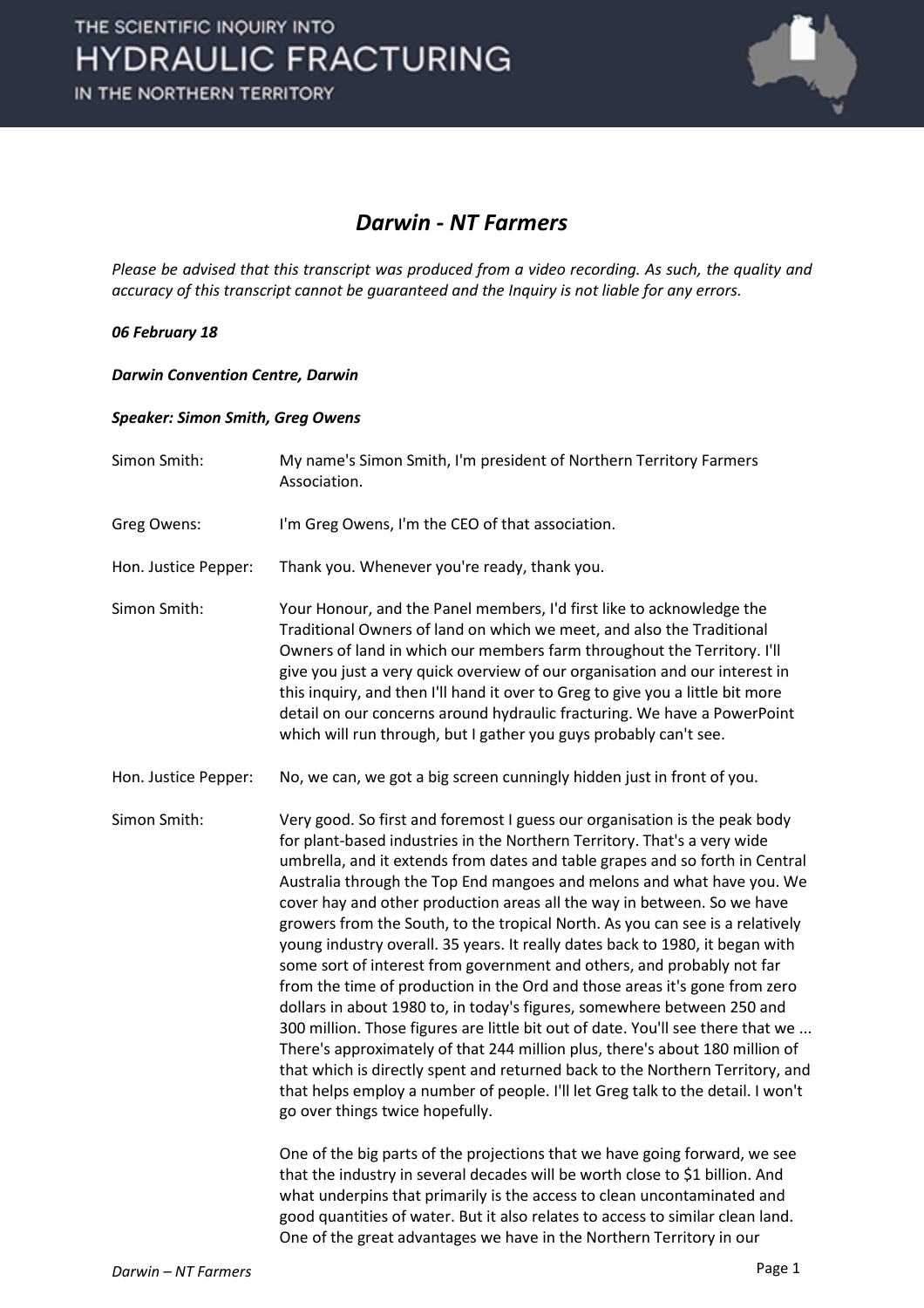# *Darwin - NT Farmers*

*Please be advised that this transcript was produced from a video recording. As such, the quality and accuracy of this transcript cannot be guaranteed and the Inquiry is not liable for any errors.*

***06 February 18***

***Darwin Convention Centre, Darwin***

***Speaker: Simon Smith, Greg Owens***

| | |
|---|---|
| Simon Smith: | My name's Simon Smith, I'm president of Northern Territory Farmers Association. |
| Greg Owens: | I'm Greg Owens, I'm the CEO of that association. |
| Hon. Justice Pepper: | Thank you. Whenever you're ready, thank you. |
| Simon Smith: | Your Honour, and the Panel members, I'd first like to acknowledge the Traditional Owners of land on which we meet, and also the Traditional Owners of land in which our members farm throughout the Territory. I'll give you just a very quick overview of our organisation and our interest in this inquiry, and then I'll hand it over to Greg to give you a little bit more detail on our concerns around hydraulic fracturing. We have a PowerPoint which will run through, but I gather you guys probably can't see. |
| Hon. Justice Pepper: | No, we can, we got a big screen cunningly hidden just in front of you. |
| Simon Smith: | Very good. So first and foremost I guess our organisation is the peak body for plant-based industries in the Northern Territory. That's a very wide umbrella, and it extends from dates and table grapes and so forth in Central Australia through the Top End mangoes and melons and what have you. We cover hay and other production areas all the way in between. So we have growers from the South, to the tropical North. As you can see is a relatively young industry overall. 35 years. It really dates back to 1980, it began with some sort of interest from government and others, and probably not far from the time of production in the Ord and those areas it's gone from zero dollars in about 1980 to, in today's figures, somewhere between 250 and 300 million. Those figures are little bit out of date. You'll see there that we ... There's approximately of that 244 million plus, there's about 180 million of that which is directly spent and returned back to the Northern Territory, and that helps employ a number of people. I'll let Greg talk to the detail. I won't go over things twice hopefully.<br><br>One of the big parts of the projections that we have going forward, we see that the industry in several decades will be worth close to $1 billion. And what underpins that primarily is the access to clean uncontaminated and good quantities of water. But it also relates to access to similar clean land. One of the great advantages we have in the Northern Territory in our |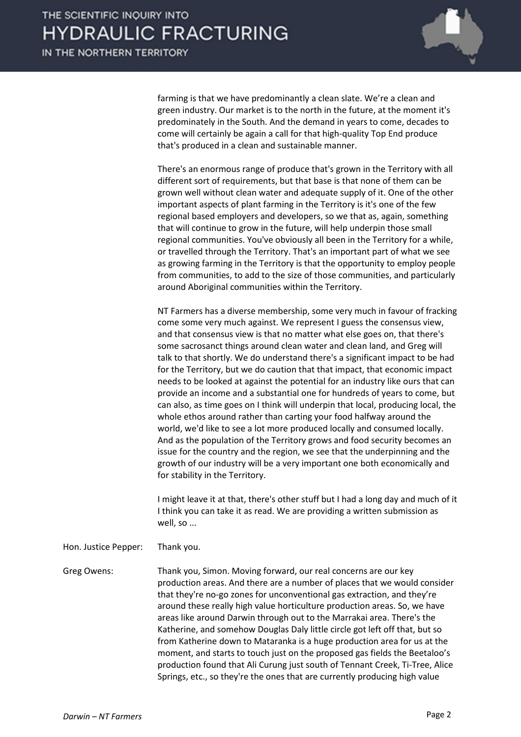farming is that we have predominantly a clean slate. We're a clean and green industry. Our market is to the north in the future, at the moment it's predominately in the South. And the demand in years to come, decades to come will certainly be again a call for that high-quality Top End produce that's produced in a clean and sustainable manner.

There's an enormous range of produce that's grown in the Territory with all different sort of requirements, but that base is that none of them can be grown well without clean water and adequate supply of it. One of the other important aspects of plant farming in the Territory is it's one of the few regional based employers and developers, so we that as, again, something that will continue to grow in the future, will help underpin those small regional communities. You've obviously all been in the Territory for a while, or travelled through the Territory. That's an important part of what we see as growing farming in the Territory is that the opportunity to employ people from communities, to add to the size of those communities, and particularly around Aboriginal communities within the Territory.

NT Farmers has a diverse membership, some very much in favour of fracking come some very much against. We represent I guess the consensus view, and that consensus view is that no matter what else goes on, that there's some sacrosanct things around clean water and clean land, and Greg will talk to that shortly. We do understand there's a significant impact to be had for the Territory, but we do caution that that impact, that economic impact needs to be looked at against the potential for an industry like ours that can provide an income and a substantial one for hundreds of years to come, but can also, as time goes on I think will underpin that local, producing local, the whole ethos around rather than carting your food halfway around the world, we'd like to see a lot more produced locally and consumed locally. And as the population of the Territory grows and food security becomes an issue for the country and the region, we see that the underpinning and the growth of our industry will be a very important one both economically and for stability in the Territory.

I might leave it at that, there's other stuff but I had a long day and much of it I think you can take it as read. We are providing a written submission as well, so ...

Hon. Justice Pepper: Thank you.

Greg Owens: Thank you, Simon. Moving forward, our real concerns are our key production areas. And there are a number of places that we would consider that they're no-go zones for unconventional gas extraction, and they're around these really high value horticulture production areas. So, we have areas like around Darwin through out to the Marrakai area. There's the Katherine, and somehow Douglas Daly little circle got left off that, but so from Katherine down to Mataranka is a huge production area for us at the moment, and starts to touch just on the proposed gas fields the Beetaloo's production found that Ali Curung just south of Tennant Creek, Ti-Tree, Alice Springs, etc., so they're the ones that are currently producing high value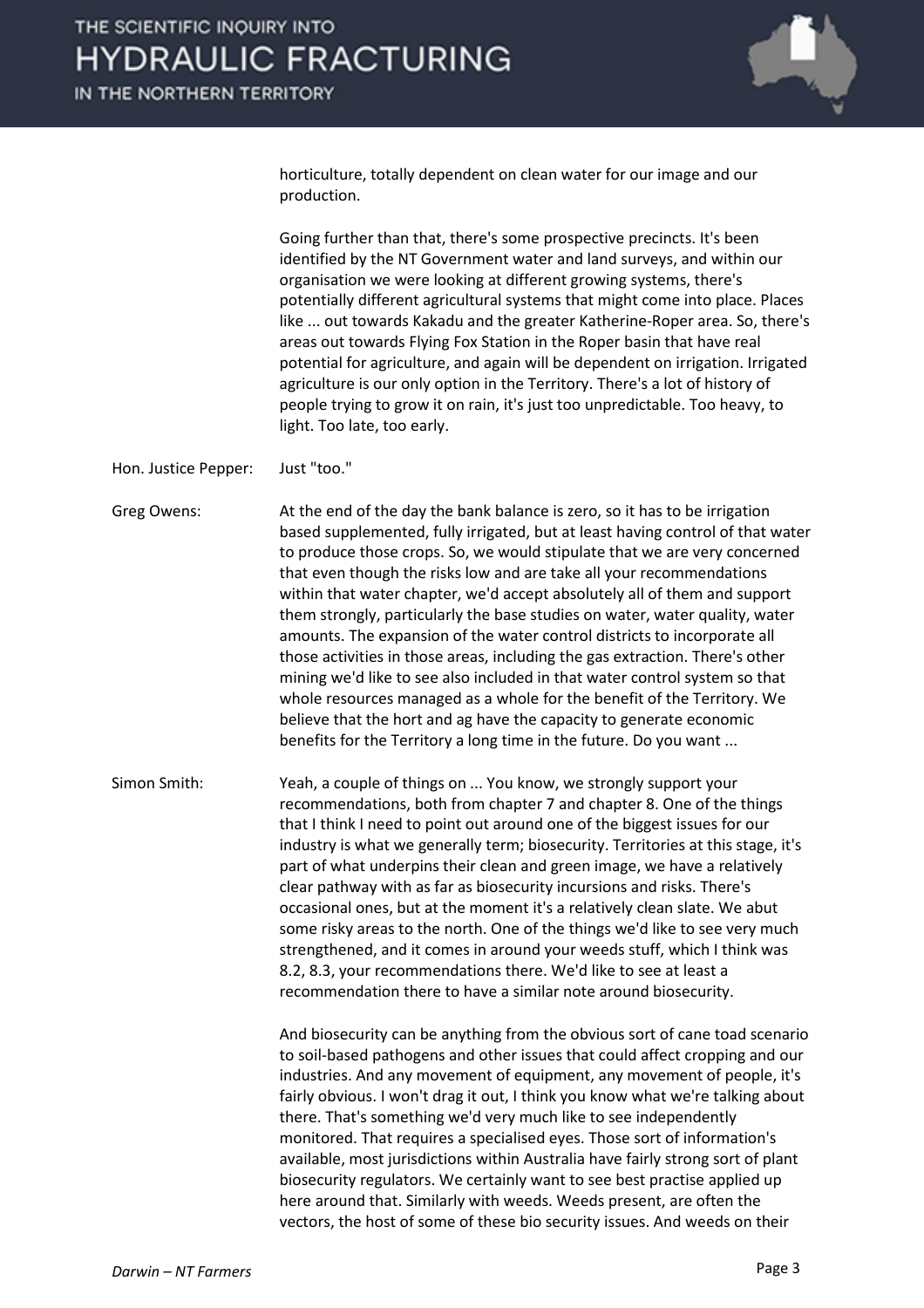horticulture, totally dependent on clean water for our image and our production.

Going further than that, there's some prospective precincts. It's been identified by the NT Government water and land surveys, and within our organisation we were looking at different growing systems, there's potentially different agricultural systems that might come into place. Places like ... out towards Kakadu and the greater Katherine-Roper area. So, there's areas out towards Flying Fox Station in the Roper basin that have real potential for agriculture, and again will be dependent on irrigation. Irrigated agriculture is our only option in the Territory. There's a lot of history of people trying to grow it on rain, it's just too unpredictable. Too heavy, to light. Too late, too early.

Hon. Justice Pepper: Just "too."

Greg Owens: At the end of the day the bank balance is zero, so it has to be irrigation based supplemented, fully irrigated, but at least having control of that water to produce those crops. So, we would stipulate that we are very concerned that even though the risks low and are take all your recommendations within that water chapter, we'd accept absolutely all of them and support them strongly, particularly the base studies on water, water quality, water amounts. The expansion of the water control districts to incorporate all those activities in those areas, including the gas extraction. There's other mining we'd like to see also included in that water control system so that whole resources managed as a whole for the benefit of the Territory. We believe that the hort and ag have the capacity to generate economic benefits for the Territory a long time in the future. Do you want ...

Simon Smith: Yeah, a couple of things on ... You know, we strongly support your recommendations, both from chapter 7 and chapter 8. One of the things that I think I need to point out around one of the biggest issues for our industry is what we generally term; biosecurity. Territories at this stage, it's part of what underpins their clean and green image, we have a relatively clear pathway with as far as biosecurity incursions and risks. There's occasional ones, but at the moment it's a relatively clean slate. We abut some risky areas to the north. One of the things we'd like to see very much strengthened, and it comes in around your weeds stuff, which I think was 8.2, 8.3, your recommendations there. We'd like to see at least a recommendation there to have a similar note around biosecurity.

And biosecurity can be anything from the obvious sort of cane toad scenario to soil-based pathogens and other issues that could affect cropping and our industries. And any movement of equipment, any movement of people, it's fairly obvious. I won't drag it out, I think you know what we're talking about there. That's something we'd very much like to see independently monitored. That requires a specialised eyes. Those sort of information's available, most jurisdictions within Australia have fairly strong sort of plant biosecurity regulators. We certainly want to see best practise applied up here around that. Similarly with weeds. Weeds present, are often the vectors, the host of some of these bio security issues. And weeds on their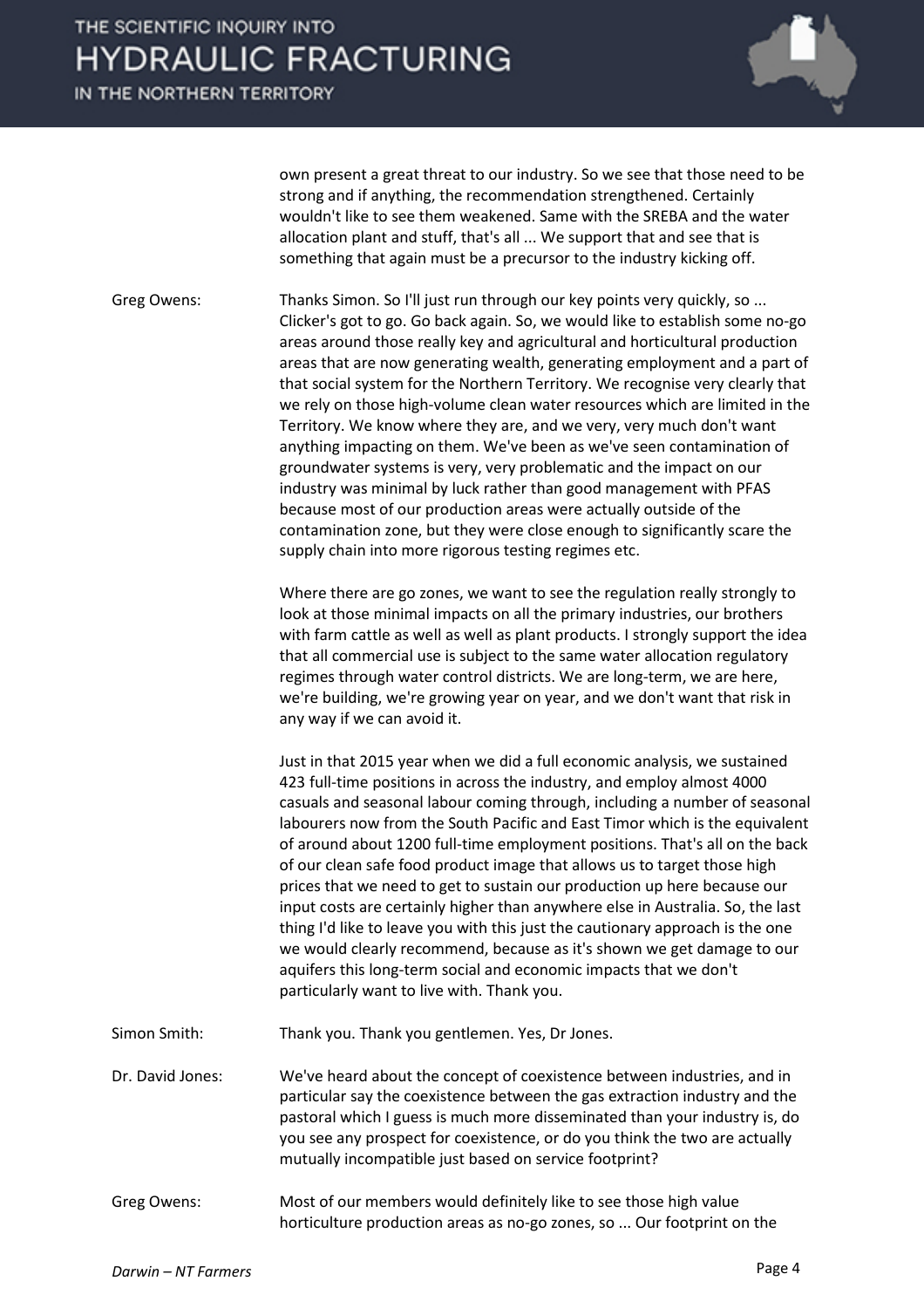own present a great threat to our industry. So we see that those need to be strong and if anything, the recommendation strengthened. Certainly wouldn't like to see them weakened. Same with the SREBA and the water allocation plant and stuff, that's all ... We support that and see that is something that again must be a precursor to the industry kicking off.

Greg Owens: Thanks Simon. So I'll just run through our key points very quickly, so ... Clicker's got to go. Go back again. So, we would like to establish some no-go areas around those really key and agricultural and horticultural production areas that are now generating wealth, generating employment and a part of that social system for the Northern Territory. We recognise very clearly that we rely on those high-volume clean water resources which are limited in the Territory. We know where they are, and we very, very much don't want anything impacting on them. We've been as we've seen contamination of groundwater systems is very, very problematic and the impact on our industry was minimal by luck rather than good management with PFAS because most of our production areas were actually outside of the contamination zone, but they were close enough to significantly scare the supply chain into more rigorous testing regimes etc.

Where there are go zones, we want to see the regulation really strongly to look at those minimal impacts on all the primary industries, our brothers with farm cattle as well as well as plant products. I strongly support the idea that all commercial use is subject to the same water allocation regulatory regimes through water control districts. We are long-term, we are here, we're building, we're growing year on year, and we don't want that risk in any way if we can avoid it.

Just in that 2015 year when we did a full economic analysis, we sustained 423 full-time positions in across the industry, and employ almost 4000 casuals and seasonal labour coming through, including a number of seasonal labourers now from the South Pacific and East Timor which is the equivalent of around about 1200 full-time employment positions. That's all on the back of our clean safe food product image that allows us to target those high prices that we need to get to sustain our production up here because our input costs are certainly higher than anywhere else in Australia. So, the last thing I'd like to leave you with this just the cautionary approach is the one we would clearly recommend, because as it's shown we get damage to our aquifers this long-term social and economic impacts that we don't particularly want to live with. Thank you.

Simon Smith: Thank you. Thank you gentlemen. Yes, Dr Jones.

Dr. David Jones: We've heard about the concept of coexistence between industries, and in particular say the coexistence between the gas extraction industry and the pastoral which I guess is much more disseminated than your industry is, do you see any prospect for coexistence, or do you think the two are actually mutually incompatible just based on service footprint?

Greg Owens: Most of our members would definitely like to see those high value horticulture production areas as no-go zones, so ... Our footprint on the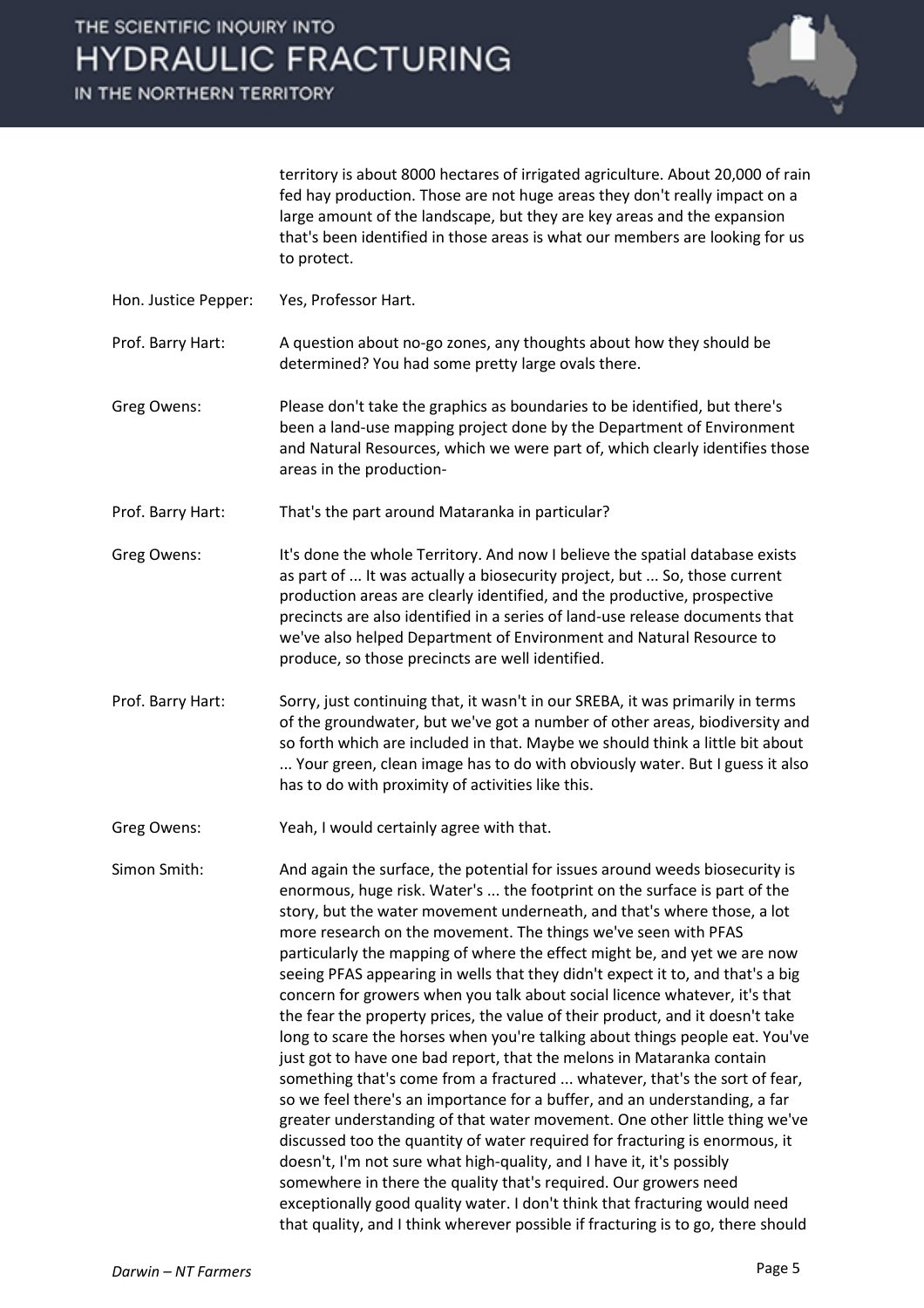| | |
|---|---|
| | territory is about 8000 hectares of irrigated agriculture. About 20,000 of rain fed hay production. Those are not huge areas they don't really impact on a large amount of the landscape, but they are key areas and the expansion that's been identified in those areas is what our members are looking for us to protect. |
| Hon. Justice Pepper: | Yes, Professor Hart. |
| Prof. Barry Hart: | A question about no-go zones, any thoughts about how they should be determined? You had some pretty large ovals there. |
| Greg Owens: | Please don't take the graphics as boundaries to be identified, but there's been a land-use mapping project done by the Department of Environment and Natural Resources, which we were part of, which clearly identifies those areas in the production- |
| Prof. Barry Hart: | That's the part around Mataranka in particular? |
| Greg Owens: | It's done the whole Territory. And now I believe the spatial database exists as part of ... It was actually a biosecurity project, but ... So, those current production areas are clearly identified, and the productive, prospective precincts are also identified in a series of land-use release documents that we've also helped Department of Environment and Natural Resource to produce, so those precincts are well identified. |
| Prof. Barry Hart: | Sorry, just continuing that, it wasn't in our SREBA, it was primarily in terms of the groundwater, but we've got a number of other areas, biodiversity and so forth which are included in that. Maybe we should think a little bit about ... Your green, clean image has to do with obviously water. But I guess it also has to do with proximity of activities like this. |
| Greg Owens: | Yeah, I would certainly agree with that. |
| Simon Smith: | And again the surface, the potential for issues around weeds biosecurity is enormous, huge risk. Water's ... the footprint on the surface is part of the story, but the water movement underneath, and that's where those, a lot more research on the movement. The things we've seen with PFAS particularly the mapping of where the effect might be, and yet we are now seeing PFAS appearing in wells that they didn't expect it to, and that's a big concern for growers when you talk about social licence whatever, it's that the fear the property prices, the value of their product, and it doesn't take long to scare the horses when you're talking about things people eat. You've just got to have one bad report, that the melons in Mataranka contain something that's come from a fractured ... whatever, that's the sort of fear, so we feel there's an importance for a buffer, and an understanding, a far greater understanding of that water movement. One other little thing we've discussed too the quantity of water required for fracturing is enormous, it doesn't, I'm not sure what high-quality, and I have it, it's possibly somewhere in there the quality that's required. Our growers need exceptionally good quality water. I don't think that fracturing would need that quality, and I think wherever possible if fracturing is to go, there should |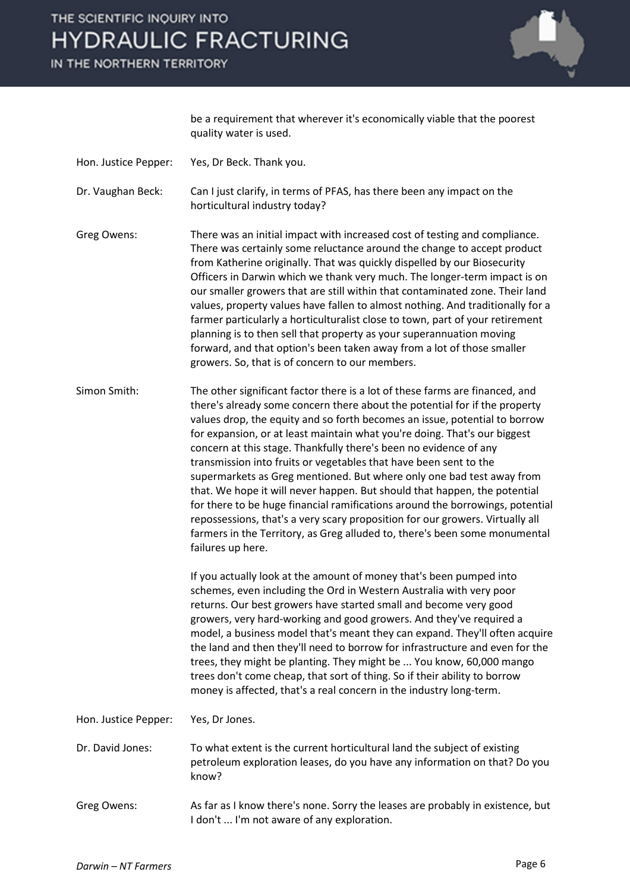be a requirement that wherever it's economically viable that the poorest quality water is used.

**Hon. Justice Pepper:** Yes, Dr Beck. Thank you.

**Dr. Vaughan Beck:** Can I just clarify, in terms of PFAS, has there been any impact on the horticultural industry today?

**Greg Owens:** There was an initial impact with increased cost of testing and compliance. There was certainly some reluctance around the change to accept product from Katherine originally. That was quickly dispelled by our Biosecurity Officers in Darwin which we thank very much. The longer-term impact is on our smaller growers that are still within that contaminated zone. Their land values, property values have fallen to almost nothing. And traditionally for a farmer particularly a horticulturalist close to town, part of your retirement planning is to then sell that property as your superannuation moving forward, and that option's been taken away from a lot of those smaller growers. So, that is of concern to our members.

**Simon Smith:** The other significant factor there is a lot of these farms are financed, and there's already some concern there about the potential for if the property values drop, the equity and so forth becomes an issue, potential to borrow for expansion, or at least maintain what you're doing. That's our biggest concern at this stage. Thankfully there's been no evidence of any transmission into fruits or vegetables that have been sent to the supermarkets as Greg mentioned. But where only one bad test away from that. We hope it will never happen. But should that happen, the potential for there to be huge financial ramifications around the borrowings, potential repossessions, that's a very scary proposition for our growers. Virtually all farmers in the Territory, as Greg alluded to, there's been some monumental failures up here.

If you actually look at the amount of money that's been pumped into schemes, even including the Ord in Western Australia with very poor returns. Our best growers have started small and become very good growers, very hard-working and good growers. And they've required a model, a business model that's meant they can expand. They'll often acquire the land and then they'll need to borrow for infrastructure and even for the trees, they might be planting. They might be ... You know, 60,000 mango trees don't come cheap, that sort of thing. So if their ability to borrow money is affected, that's a real concern in the industry long-term.

**Hon. Justice Pepper:** Yes, Dr Jones.

**Dr. David Jones:** To what extent is the current horticultural land the subject of existing petroleum exploration leases, do you have any information on that? Do you know?

**Greg Owens:** As far as I know there's none. Sorry the leases are probably in existence, but I don't ... I'm not aware of any exploration.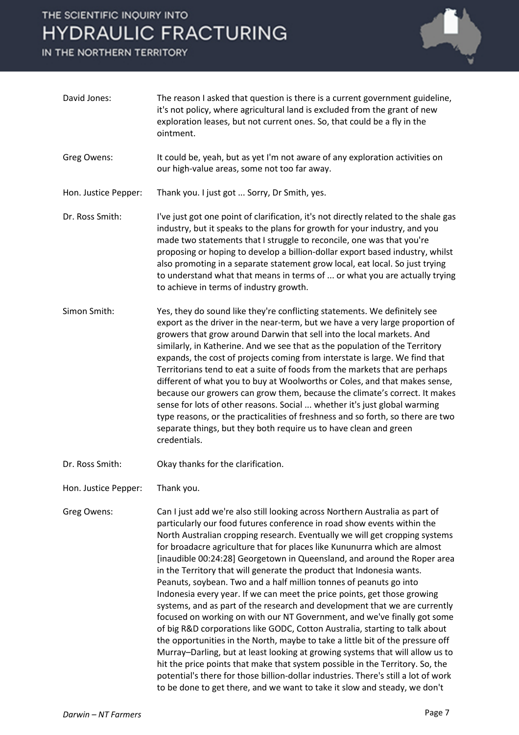**David Jones:** The reason I asked that question is there is a current government guideline, it's not policy, where agricultural land is excluded from the grant of new exploration leases, but not current ones. So, that could be a fly in the ointment.

**Greg Owens:** It could be, yeah, but as yet I'm not aware of any exploration activities on our high-value areas, some not too far away.

**Hon. Justice Pepper:** Thank you. I just got ... Sorry, Dr Smith, yes.

**Dr. Ross Smith:** I've just got one point of clarification, it's not directly related to the shale gas industry, but it speaks to the plans for growth for your industry, and you made two statements that I struggle to reconcile, one was that you're proposing or hoping to develop a billion-dollar export based industry, whilst also promoting in a separate statement grow local, eat local. So just trying to understand what that means in terms of ... or what you are actually trying to achieve in terms of industry growth.

**Simon Smith:** Yes, they do sound like they're conflicting statements. We definitely see export as the driver in the near-term, but we have a very large proportion of growers that grow around Darwin that sell into the local markets. And similarly, in Katherine. And we see that as the population of the Territory expands, the cost of projects coming from interstate is large. We find that Territorians tend to eat a suite of foods from the markets that are perhaps different of what you to buy at Woolworths or Coles, and that makes sense, because our growers can grow them, because the climate's correct. It makes sense for lots of other reasons. Social ... whether it's just global warming type reasons, or the practicalities of freshness and so forth, so there are two separate things, but they both require us to have clean and green credentials.

**Dr. Ross Smith:** Okay thanks for the clarification.

**Hon. Justice Pepper:** Thank you.

**Greg Owens:** Can I just add we're also still looking across Northern Australia as part of particularly our food futures conference in road show events within the North Australian cropping research. Eventually we will get cropping systems for broadacre agriculture that for places like Kununurra which are almost [inaudible 00:24:28] Georgetown in Queensland, and around the Roper area in the Territory that will generate the product that Indonesia wants. Peanuts, soybean. Two and a half million tonnes of peanuts go into Indonesia every year. If we can meet the price points, get those growing systems, and as part of the research and development that we are currently focused on working on with our NT Government, and we've finally got some of big R&D corporations like GODC, Cotton Australia, starting to talk about the opportunities in the North, maybe to take a little bit of the pressure off Murray–Darling, but at least looking at growing systems that will allow us to hit the price points that make that system possible in the Territory. So, the potential's there for those billion-dollar industries. There's still a lot of work to be done to get there, and we want to take it slow and steady, we don't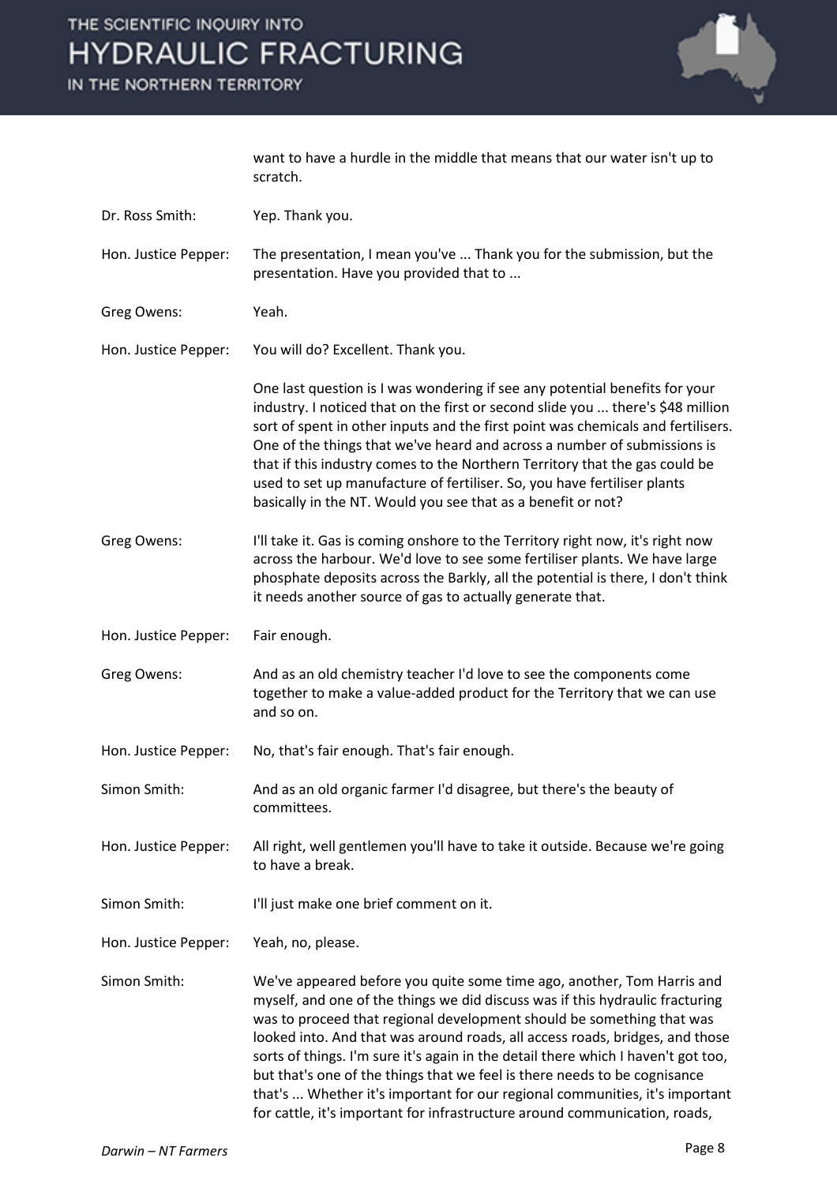want to have a hurdle in the middle that means that our water isn't up to scratch.

| | |
|---|---|
| Dr. Ross Smith: | Yep. Thank you. |
| Hon. Justice Pepper: | The presentation, I mean you've ... Thank you for the submission, but the presentation. Have you provided that to ... |
| Greg Owens: | Yeah. |
| Hon. Justice Pepper: | You will do? Excellent. Thank you. |
| | One last question is I was wondering if see any potential benefits for your industry. I noticed that on the first or second slide you ... there's $48 million sort of spent in other inputs and the first point was chemicals and fertilisers. One of the things that we've heard and across a number of submissions is that if this industry comes to the Northern Territory that the gas could be used to set up manufacture of fertiliser. So, you have fertiliser plants basically in the NT. Would you see that as a benefit or not? |
| Greg Owens: | I'll take it. Gas is coming onshore to the Territory right now, it's right now across the harbour. We'd love to see some fertiliser plants. We have large phosphate deposits across the Barkly, all the potential is there, I don't think it needs another source of gas to actually generate that. |
| Hon. Justice Pepper: | Fair enough. |
| Greg Owens: | And as an old chemistry teacher I'd love to see the components come together to make a value-added product for the Territory that we can use and so on. |
| Hon. Justice Pepper: | No, that's fair enough. That's fair enough. |
| Simon Smith: | And as an old organic farmer I'd disagree, but there's the beauty of committees. |
| Hon. Justice Pepper: | All right, well gentlemen you'll have to take it outside. Because we're going to have a break. |
| Simon Smith: | I'll just make one brief comment on it. |
| Hon. Justice Pepper: | Yeah, no, please. |
| Simon Smith: | We've appeared before you quite some time ago, another, Tom Harris and myself, and one of the things we did discuss was if this hydraulic fracturing was to proceed that regional development should be something that was looked into. And that was around roads, all access roads, bridges, and those sorts of things. I'm sure it's again in the detail there which I haven't got too, but that's one of the things that we feel is there needs to be cognisance that's ... Whether it's important for our regional communities, it's important for cattle, it's important for infrastructure around communication, roads, |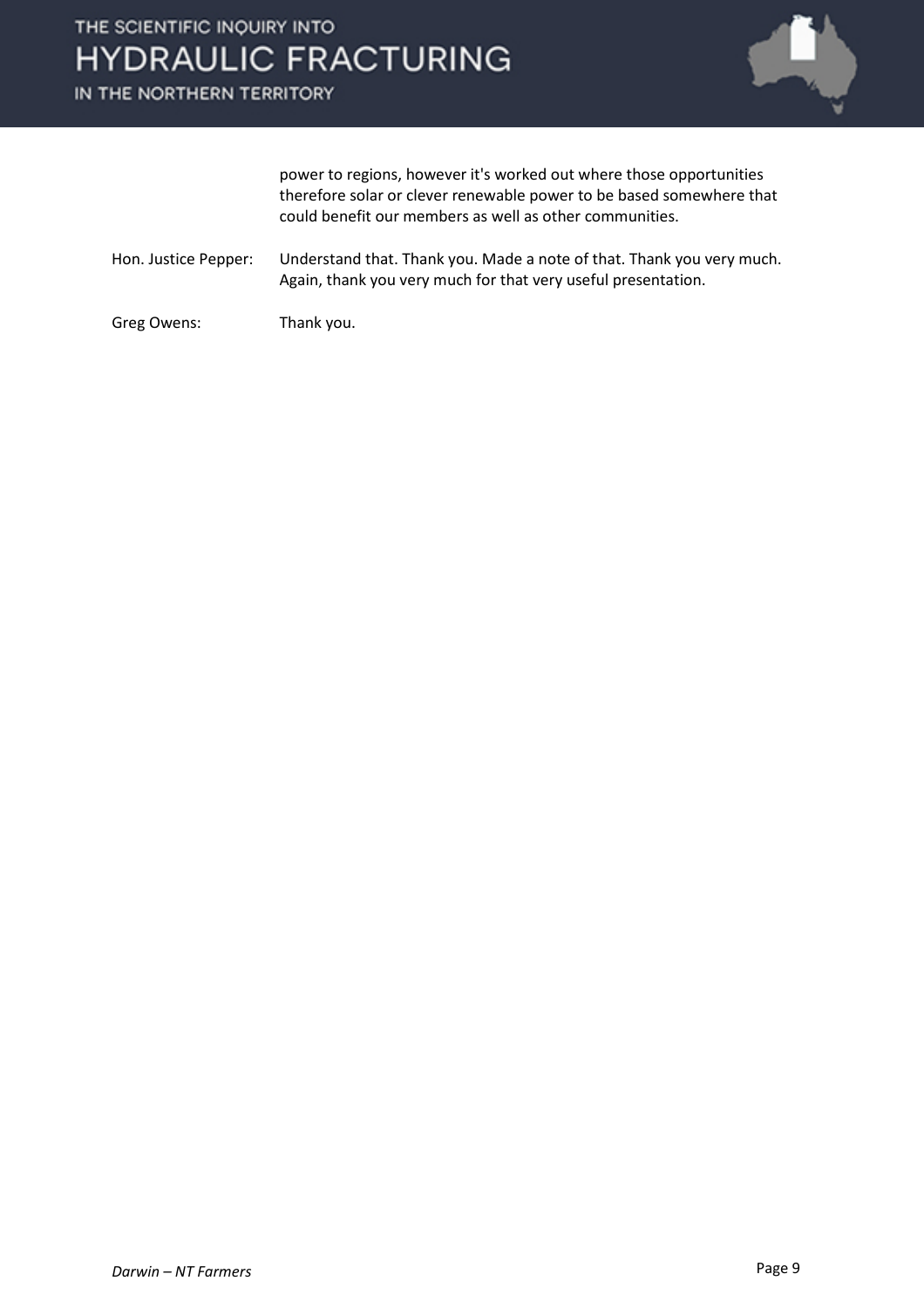power to regions, however it's worked out where those opportunities therefore solar or clever renewable power to be based somewhere that could benefit our members as well as other communities.

Hon. Justice Pepper: Understand that. Thank you. Made a note of that. Thank you very much. Again, thank you very much for that very useful presentation.

Greg Owens: Thank you.